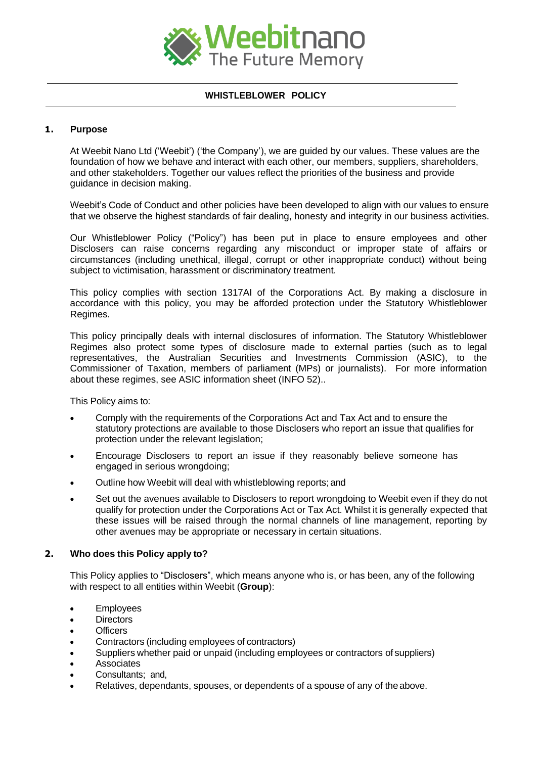Weebitnano
The Future Memory

# WHISTLEBLOWER POLICY

## 1. Purpose

At Weebit Nano Ltd ('Weebit') ('the Company'), we are guided by our values. These values are the foundation of how we behave and interact with each other, our members, suppliers, shareholders, and other stakeholders. Together our values reflect the priorities of the business and provide guidance in decision making.

Weebit's Code of Conduct and other policies have been developed to align with our values to ensure that we observe the highest standards of fair dealing, honesty and integrity in our business activities.

Our Whistleblower Policy ("Policy") has been put in place to ensure employees and other Disclosers can raise concerns regarding any misconduct or improper state of affairs or circumstances (including unethical, illegal, corrupt or other inappropriate conduct) without being subject to victimisation, harassment or discriminatory treatment.

This policy complies with section 1317AI of the Corporations Act. By making a disclosure in accordance with this policy, you may be afforded protection under the Statutory Whistleblower Regimes.

This policy principally deals with internal disclosures of information. The Statutory Whistleblower Regimes also protect some types of disclosure made to external parties (such as to legal representatives, the Australian Securities and Investments Commission (ASIC), to the Commissioner of Taxation, members of parliament (MPs) or journalists). For more information about these regimes, see ASIC information sheet (INFO 52)..

This Policy aims to:

- Comply with the requirements of the Corporations Act and Tax Act and to ensure the statutory protections are available to those Disclosers who report an issue that qualifies for protection under the relevant legislation;
- Encourage Disclosers to report an issue if they reasonably believe someone has engaged in serious wrongdoing;
- Outline how Weebit will deal with whistleblowing reports; and
- Set out the avenues available to Disclosers to report wrongdoing to Weebit even if they do not qualify for protection under the Corporations Act or Tax Act. Whilst it is generally expected that these issues will be raised through the normal channels of line management, reporting by other avenues may be appropriate or necessary in certain situations.

## 2. Who does this Policy apply to?

This Policy applies to "Disclosers", which means anyone who is, or has been, any of the following with respect to all entities within Weebit (**Group**):

- Employees
- Directors
- Officers
- Contractors (including employees of contractors)
- Suppliers whether paid or unpaid (including employees or contractors of suppliers)
- Associates
- Consultants; and,
- Relatives, dependants, spouses, or dependents of a spouse of any of the above.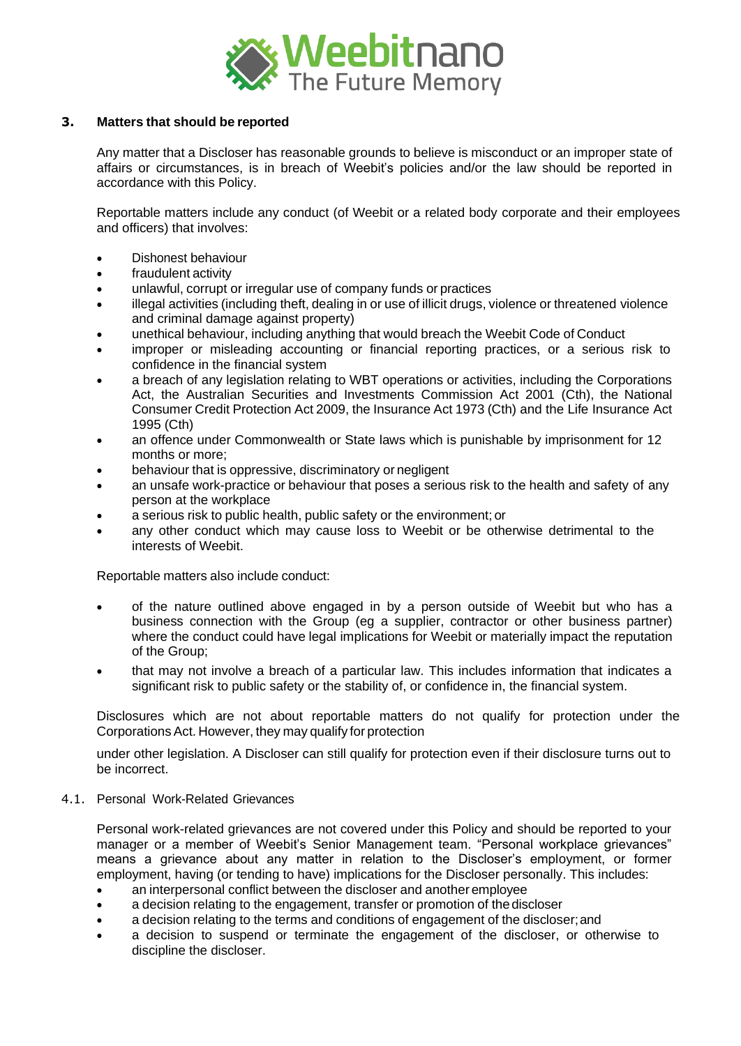## 3. Matters that should be reported

Any matter that a Discloser has reasonable grounds to believe is misconduct or an improper state of affairs or circumstances, is in breach of Weebit's policies and/or the law should be reported in accordance with this Policy.

Reportable matters include any conduct (of Weebit or a related body corporate and their employees and officers) that involves:

- Dishonest behaviour
- fraudulent activity
- unlawful, corrupt or irregular use of company funds or practices
- illegal activities (including theft, dealing in or use of illicit drugs, violence or threatened violence and criminal damage against property)
- unethical behaviour, including anything that would breach the Weebit Code of Conduct
- improper or misleading accounting or financial reporting practices, or a serious risk to confidence in the financial system
- a breach of any legislation relating to WBT operations or activities, including the Corporations Act, the Australian Securities and Investments Commission Act 2001 (Cth), the National Consumer Credit Protection Act 2009, the Insurance Act 1973 (Cth) and the Life Insurance Act 1995 (Cth)
- an offence under Commonwealth or State laws which is punishable by imprisonment for 12 months or more;
- behaviour that is oppressive, discriminatory or negligent
- an unsafe work-practice or behaviour that poses a serious risk to the health and safety of any person at the workplace
- a serious risk to public health, public safety or the environment; or
- any other conduct which may cause loss to Weebit or be otherwise detrimental to the interests of Weebit.

Reportable matters also include conduct:

- of the nature outlined above engaged in by a person outside of Weebit but who has a business connection with the Group (eg a supplier, contractor or other business partner) where the conduct could have legal implications for Weebit or materially impact the reputation of the Group;
- that may not involve a breach of a particular law. This includes information that indicates a significant risk to public safety or the stability of, or confidence in, the financial system.

Disclosures which are not about reportable matters do not qualify for protection under the Corporations Act. However, they may qualify for protection

under other legislation. A Discloser can still qualify for protection even if their disclosure turns out to be incorrect.

### 4.1. Personal Work-Related Grievances

Personal work-related grievances are not covered under this Policy and should be reported to your manager or a member of Weebit's Senior Management team. "Personal workplace grievances" means a grievance about any matter in relation to the Discloser's employment, or former employment, having (or tending to have) implications for the Discloser personally. This includes:

- an interpersonal conflict between the discloser and another employee
- a decision relating to the engagement, transfer or promotion of the discloser
- a decision relating to the terms and conditions of engagement of the discloser; and
- a decision to suspend or terminate the engagement of the discloser, or otherwise to discipline the discloser.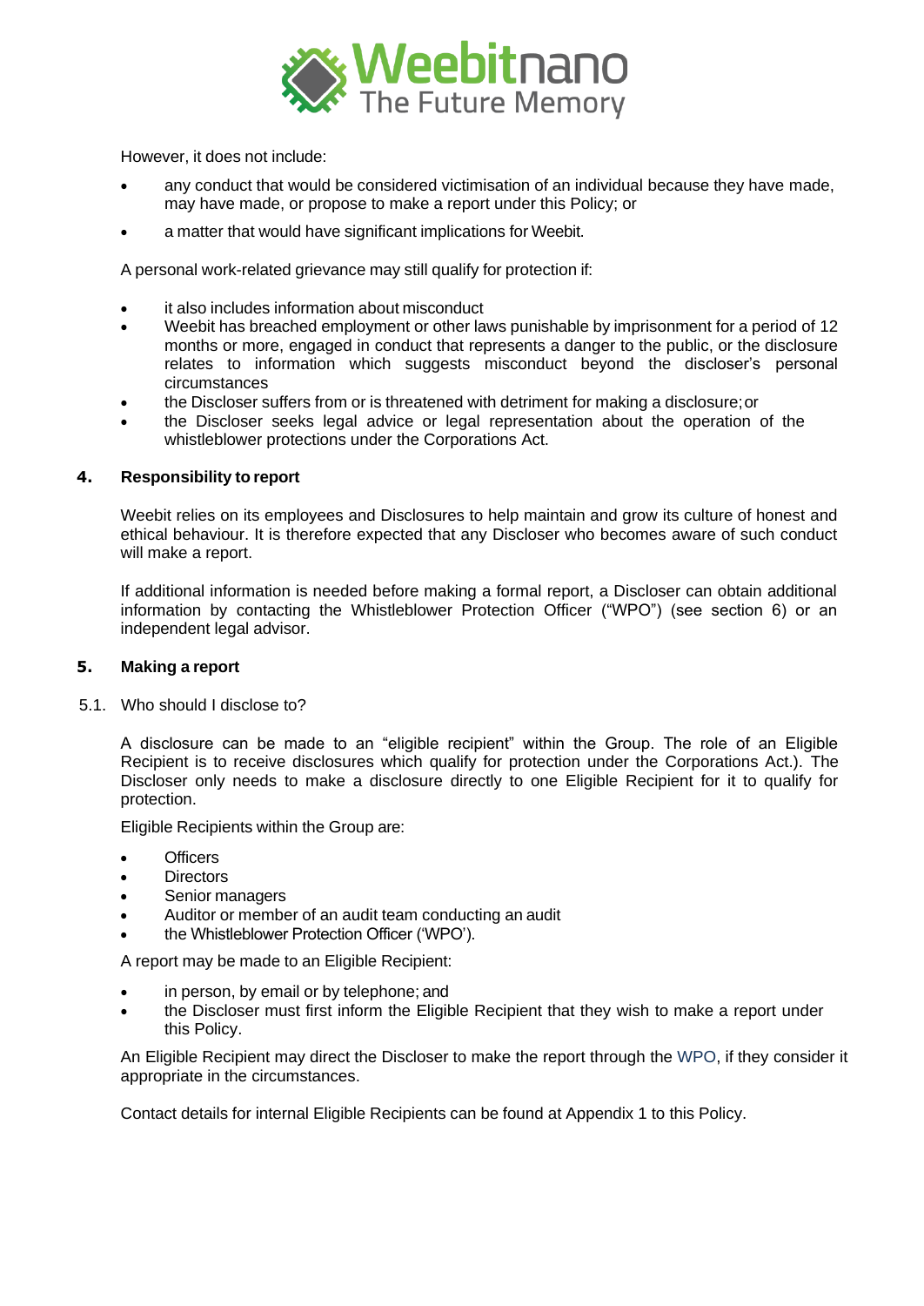However, it does not include:

- any conduct that would be considered victimisation of an individual because they have made, may have made, or propose to make a report under this Policy; or
- a matter that would have significant implications for Weebit.

A personal work-related grievance may still qualify for protection if:

- it also includes information about misconduct
- Weebit has breached employment or other laws punishable by imprisonment for a period of 12 months or more, engaged in conduct that represents a danger to the public, or the disclosure relates to information which suggests misconduct beyond the discloser's personal circumstances
- the Discloser suffers from or is threatened with detriment for making a disclosure; or
- the Discloser seeks legal advice or legal representation about the operation of the whistleblower protections under the Corporations Act.

## 4. Responsibility to report

Weebit relies on its employees and Disclosures to help maintain and grow its culture of honest and ethical behaviour. It is therefore expected that any Discloser who becomes aware of such conduct will make a report.

If additional information is needed before making a formal report, a Discloser can obtain additional information by contacting the Whistleblower Protection Officer ("WPO") (see section 6) or an independent legal advisor.

## 5. Making a report

### 5.1. Who should I disclose to?

A disclosure can be made to an "eligible recipient" within the Group. The role of an Eligible Recipient is to receive disclosures which qualify for protection under the Corporations Act.). The Discloser only needs to make a disclosure directly to one Eligible Recipient for it to qualify for protection.

Eligible Recipients within the Group are:

- Officers
- Directors
- Senior managers
- Auditor or member of an audit team conducting an audit
- the Whistleblower Protection Officer ('WPO').

A report may be made to an Eligible Recipient:

- in person, by email or by telephone; and
- the Discloser must first inform the Eligible Recipient that they wish to make a report under this Policy.

An Eligible Recipient may direct the Discloser to make the report through the WPO, if they consider it appropriate in the circumstances.

Contact details for internal Eligible Recipients can be found at Appendix 1 to this Policy.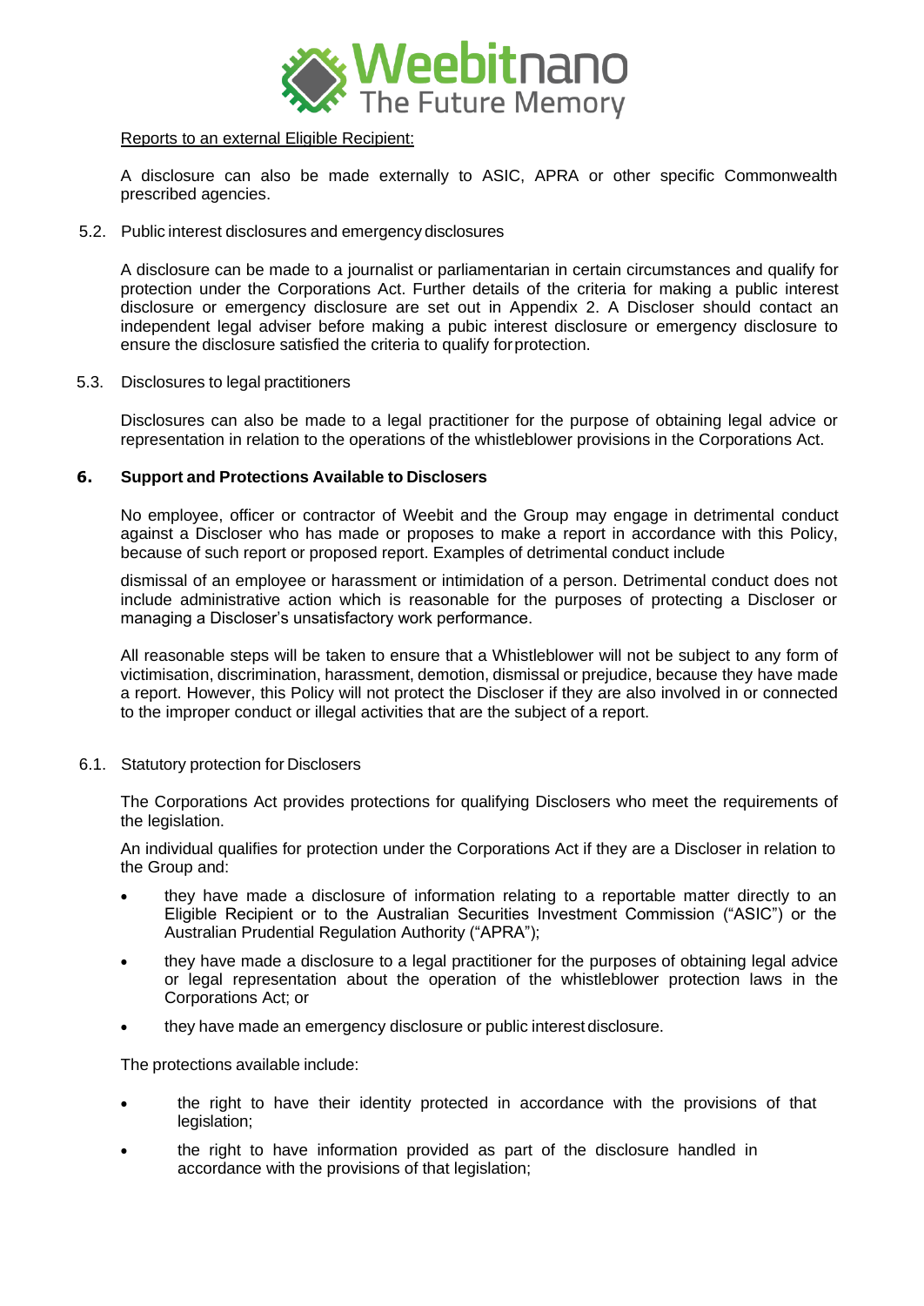Reports to an external Eligible Recipient:

A disclosure can also be made externally to ASIC, APRA or other specific Commonwealth prescribed agencies.

5.2. Public interest disclosures and emergency disclosures

A disclosure can be made to a journalist or parliamentarian in certain circumstances and qualify for protection under the Corporations Act. Further details of the criteria for making a public interest disclosure or emergency disclosure are set out in Appendix 2. A Discloser should contact an independent legal adviser before making a pubic interest disclosure or emergency disclosure to ensure the disclosure satisfied the criteria to qualify for protection.

5.3. Disclosures to legal practitioners

Disclosures can also be made to a legal practitioner for the purpose of obtaining legal advice or representation in relation to the operations of the whistleblower provisions in the Corporations Act.

## 6. Support and Protections Available to Disclosers

No employee, officer or contractor of Weebit and the Group may engage in detrimental conduct against a Discloser who has made or proposes to make a report in accordance with this Policy, because of such report or proposed report. Examples of detrimental conduct include

dismissal of an employee or harassment or intimidation of a person. Detrimental conduct does not include administrative action which is reasonable for the purposes of protecting a Discloser or managing a Discloser's unsatisfactory work performance.

All reasonable steps will be taken to ensure that a Whistleblower will not be subject to any form of victimisation, discrimination, harassment, demotion, dismissal or prejudice, because they have made a report. However, this Policy will not protect the Discloser if they are also involved in or connected to the improper conduct or illegal activities that are the subject of a report.

6.1. Statutory protection for Disclosers

The Corporations Act provides protections for qualifying Disclosers who meet the requirements of the legislation.

An individual qualifies for protection under the Corporations Act if they are a Discloser in relation to the Group and:

- they have made a disclosure of information relating to a reportable matter directly to an Eligible Recipient or to the Australian Securities Investment Commission ("ASIC") or the Australian Prudential Regulation Authority ("APRA");
- they have made a disclosure to a legal practitioner for the purposes of obtaining legal advice or legal representation about the operation of the whistleblower protection laws in the Corporations Act; or
- they have made an emergency disclosure or public interest disclosure.

The protections available include:

- the right to have their identity protected in accordance with the provisions of that legislation;
- the right to have information provided as part of the disclosure handled in accordance with the provisions of that legislation;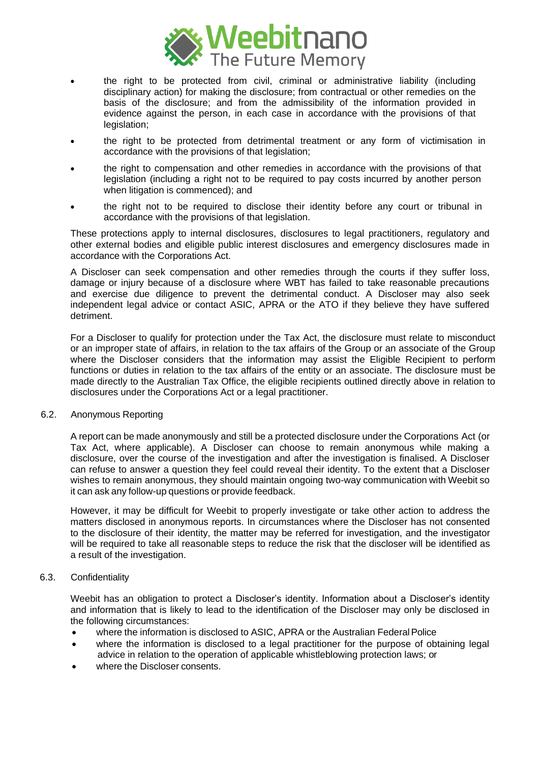- the right to be protected from civil, criminal or administrative liability (including disciplinary action) for making the disclosure; from contractual or other remedies on the basis of the disclosure; and from the admissibility of the information provided in evidence against the person, in each case in accordance with the provisions of that legislation;
- the right to be protected from detrimental treatment or any form of victimisation in accordance with the provisions of that legislation;
- the right to compensation and other remedies in accordance with the provisions of that legislation (including a right not to be required to pay costs incurred by another person when litigation is commenced); and
- the right not to be required to disclose their identity before any court or tribunal in accordance with the provisions of that legislation.

These protections apply to internal disclosures, disclosures to legal practitioners, regulatory and other external bodies and eligible public interest disclosures and emergency disclosures made in accordance with the Corporations Act.

A Discloser can seek compensation and other remedies through the courts if they suffer loss, damage or injury because of a disclosure where WBT has failed to take reasonable precautions and exercise due diligence to prevent the detrimental conduct. A Discloser may also seek independent legal advice or contact ASIC, APRA or the ATO if they believe they have suffered detriment.

For a Discloser to qualify for protection under the Tax Act, the disclosure must relate to misconduct or an improper state of affairs, in relation to the tax affairs of the Group or an associate of the Group where the Discloser considers that the information may assist the Eligible Recipient to perform functions or duties in relation to the tax affairs of the entity or an associate. The disclosure must be made directly to the Australian Tax Office, the eligible recipients outlined directly above in relation to disclosures under the Corporations Act or a legal practitioner.

### 6.2. Anonymous Reporting

A report can be made anonymously and still be a protected disclosure under the Corporations Act (or Tax Act, where applicable). A Discloser can choose to remain anonymous while making a disclosure, over the course of the investigation and after the investigation is finalised. A Discloser can refuse to answer a question they feel could reveal their identity. To the extent that a Discloser wishes to remain anonymous, they should maintain ongoing two-way communication with Weebit so it can ask any follow-up questions or provide feedback.

However, it may be difficult for Weebit to properly investigate or take other action to address the matters disclosed in anonymous reports. In circumstances where the Discloser has not consented to the disclosure of their identity, the matter may be referred for investigation, and the investigator will be required to take all reasonable steps to reduce the risk that the discloser will be identified as a result of the investigation.

### 6.3. Confidentiality

Weebit has an obligation to protect a Discloser's identity. Information about a Discloser's identity and information that is likely to lead to the identification of the Discloser may only be disclosed in the following circumstances:

- where the information is disclosed to ASIC, APRA or the Australian Federal Police
- where the information is disclosed to a legal practitioner for the purpose of obtaining legal advice in relation to the operation of applicable whistleblowing protection laws; or
- where the Discloser consents.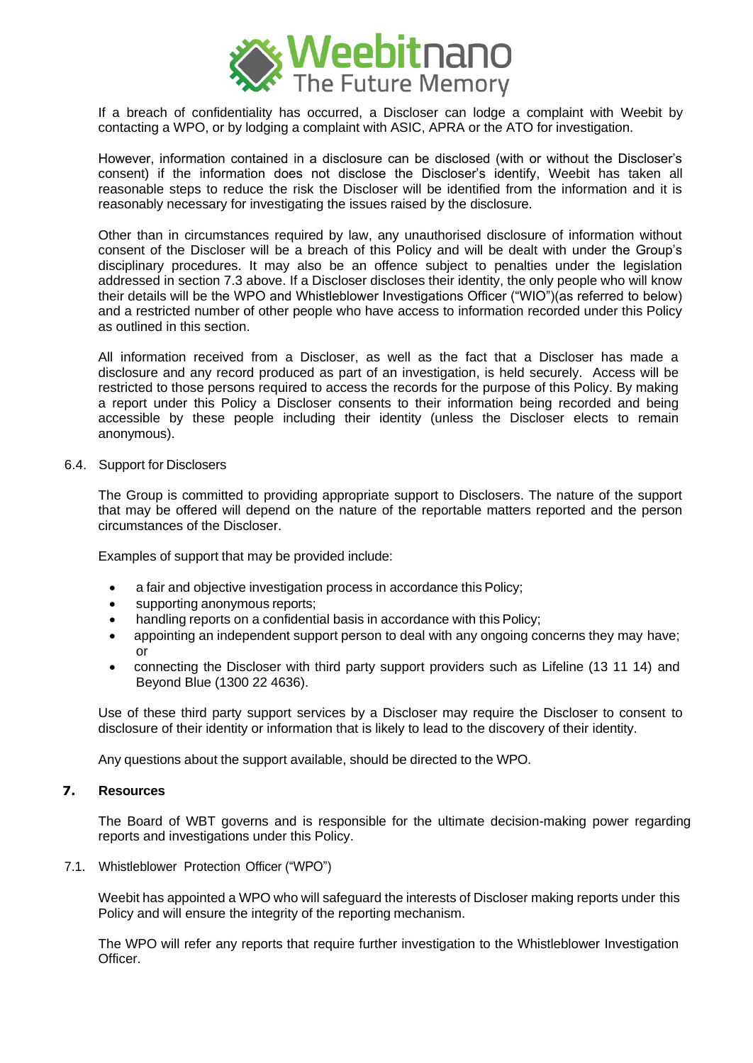If a breach of confidentiality has occurred, a Discloser can lodge a complaint with Weebit by contacting a WPO, or by lodging a complaint with ASIC, APRA or the ATO for investigation.

However, information contained in a disclosure can be disclosed (with or without the Discloser's consent) if the information does not disclose the Discloser's identify, Weebit has taken all reasonable steps to reduce the risk the Discloser will be identified from the information and it is reasonably necessary for investigating the issues raised by the disclosure.

Other than in circumstances required by law, any unauthorised disclosure of information without consent of the Discloser will be a breach of this Policy and will be dealt with under the Group's disciplinary procedures. It may also be an offence subject to penalties under the legislation addressed in section 7.3 above. If a Discloser discloses their identity, the only people who will know their details will be the WPO and Whistleblower Investigations Officer ("WIO")(as referred to below) and a restricted number of other people who have access to information recorded under this Policy as outlined in this section.

All information received from a Discloser, as well as the fact that a Discloser has made a disclosure and any record produced as part of an investigation, is held securely. Access will be restricted to those persons required to access the records for the purpose of this Policy. By making a report under this Policy a Discloser consents to their information being recorded and being accessible by these people including their identity (unless the Discloser elects to remain anonymous).

### 6.4. Support for Disclosers

The Group is committed to providing appropriate support to Disclosers. The nature of the support that may be offered will depend on the nature of the reportable matters reported and the person circumstances of the Discloser.

Examples of support that may be provided include:

- a fair and objective investigation process in accordance this Policy;
- supporting anonymous reports;
- handling reports on a confidential basis in accordance with this Policy;
- appointing an independent support person to deal with any ongoing concerns they may have; or
- connecting the Discloser with third party support providers such as Lifeline (13 11 14) and Beyond Blue (1300 22 4636).

Use of these third party support services by a Discloser may require the Discloser to consent to disclosure of their identity or information that is likely to lead to the discovery of their identity.

Any questions about the support available, should be directed to the WPO.

## 7. Resources

The Board of WBT governs and is responsible for the ultimate decision-making power regarding reports and investigations under this Policy.

### 7.1. Whistleblower Protection Officer ("WPO")

Weebit has appointed a WPO who will safeguard the interests of Discloser making reports under this Policy and will ensure the integrity of the reporting mechanism.

The WPO will refer any reports that require further investigation to the Whistleblower Investigation Officer.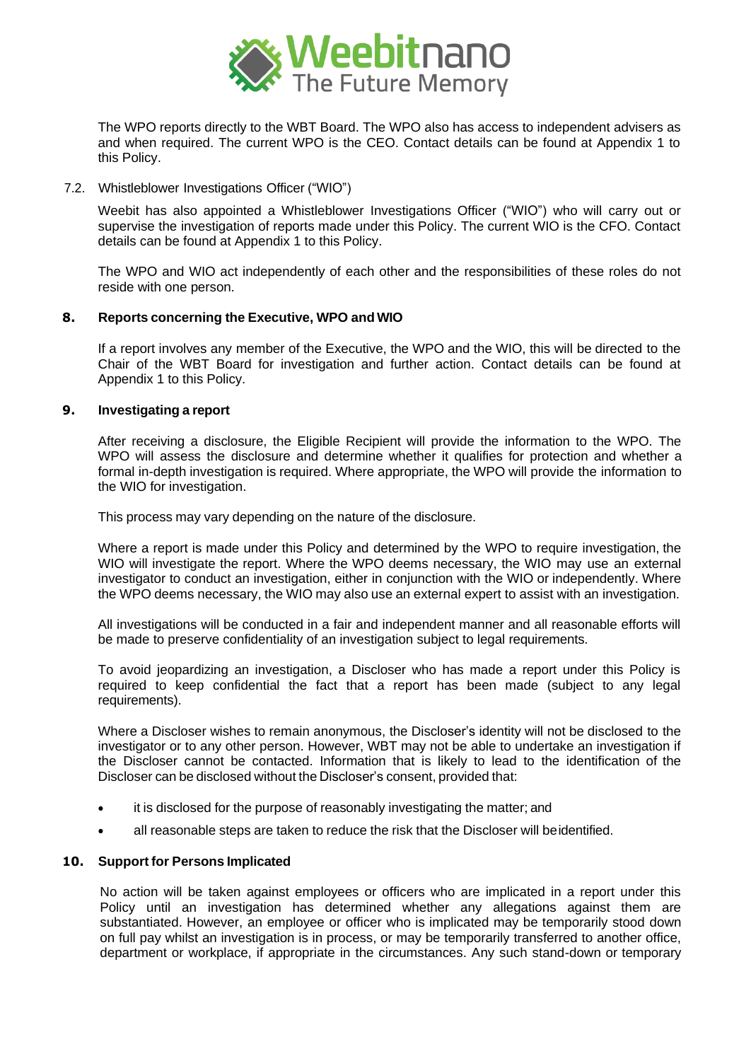The WPO reports directly to the WBT Board. The WPO also has access to independent advisers as and when required. The current WPO is the CEO. Contact details can be found at Appendix 1 to this Policy.

### 7.2. Whistleblower Investigations Officer ("WIO")

Weebit has also appointed a Whistleblower Investigations Officer ("WIO") who will carry out or supervise the investigation of reports made under this Policy. The current WIO is the CFO. Contact details can be found at Appendix 1 to this Policy.

The WPO and WIO act independently of each other and the responsibilities of these roles do not reside with one person.

## 8. Reports concerning the Executive, WPO and WIO

If a report involves any member of the Executive, the WPO and the WIO, this will be directed to the Chair of the WBT Board for investigation and further action. Contact details can be found at Appendix 1 to this Policy.

## 9. Investigating a report

After receiving a disclosure, the Eligible Recipient will provide the information to the WPO. The WPO will assess the disclosure and determine whether it qualifies for protection and whether a formal in-depth investigation is required. Where appropriate, the WPO will provide the information to the WIO for investigation.

This process may vary depending on the nature of the disclosure.

Where a report is made under this Policy and determined by the WPO to require investigation, the WIO will investigate the report. Where the WPO deems necessary, the WIO may use an external investigator to conduct an investigation, either in conjunction with the WIO or independently. Where the WPO deems necessary, the WIO may also use an external expert to assist with an investigation.

All investigations will be conducted in a fair and independent manner and all reasonable efforts will be made to preserve confidentiality of an investigation subject to legal requirements.

To avoid jeopardizing an investigation, a Discloser who has made a report under this Policy is required to keep confidential the fact that a report has been made (subject to any legal requirements).

Where a Discloser wishes to remain anonymous, the Discloser's identity will not be disclosed to the investigator or to any other person. However, WBT may not be able to undertake an investigation if the Discloser cannot be contacted. Information that is likely to lead to the identification of the Discloser can be disclosed without the Discloser's consent, provided that:

- it is disclosed for the purpose of reasonably investigating the matter; and
- all reasonable steps are taken to reduce the risk that the Discloser will be identified.

## 10. Support for Persons Implicated

No action will be taken against employees or officers who are implicated in a report under this Policy until an investigation has determined whether any allegations against them are substantiated. However, an employee or officer who is implicated may be temporarily stood down on full pay whilst an investigation is in process, or may be temporarily transferred to another office, department or workplace, if appropriate in the circumstances. Any such stand-down or temporary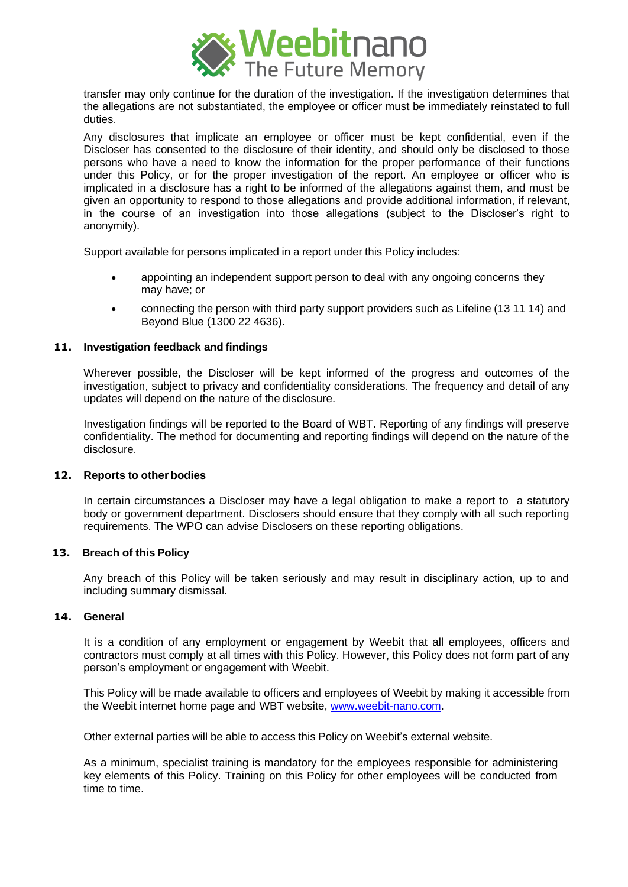transfer may only continue for the duration of the investigation. If the investigation determines that the allegations are not substantiated, the employee or officer must be immediately reinstated to full duties.

Any disclosures that implicate an employee or officer must be kept confidential, even if the Discloser has consented to the disclosure of their identity, and should only be disclosed to those persons who have a need to know the information for the proper performance of their functions under this Policy, or for the proper investigation of the report. An employee or officer who is implicated in a disclosure has a right to be informed of the allegations against them, and must be given an opportunity to respond to those allegations and provide additional information, if relevant, in the course of an investigation into those allegations (subject to the Discloser's right to anonymity).

Support available for persons implicated in a report under this Policy includes:

- appointing an independent support person to deal with any ongoing concerns they may have; or
- connecting the person with third party support providers such as Lifeline (13 11 14) and Beyond Blue (1300 22 4636).

## 11. Investigation feedback and findings

Wherever possible, the Discloser will be kept informed of the progress and outcomes of the investigation, subject to privacy and confidentiality considerations. The frequency and detail of any updates will depend on the nature of the disclosure.

Investigation findings will be reported to the Board of WBT. Reporting of any findings will preserve confidentiality. The method for documenting and reporting findings will depend on the nature of the disclosure.

## 12. Reports to other bodies

In certain circumstances a Discloser may have a legal obligation to make a report to a statutory body or government department. Disclosers should ensure that they comply with all such reporting requirements. The WPO can advise Disclosers on these reporting obligations.

## 13. Breach of this Policy

Any breach of this Policy will be taken seriously and may result in disciplinary action, up to and including summary dismissal.

## 14. General

It is a condition of any employment or engagement by Weebit that all employees, officers and contractors must comply at all times with this Policy. However, this Policy does not form part of any person's employment or engagement with Weebit.

This Policy will be made available to officers and employees of Weebit by making it accessible from the Weebit internet home page and WBT website, www.weebit-nano.com.

Other external parties will be able to access this Policy on Weebit's external website.

As a minimum, specialist training is mandatory for the employees responsible for administering key elements of this Policy. Training on this Policy for other employees will be conducted from time to time.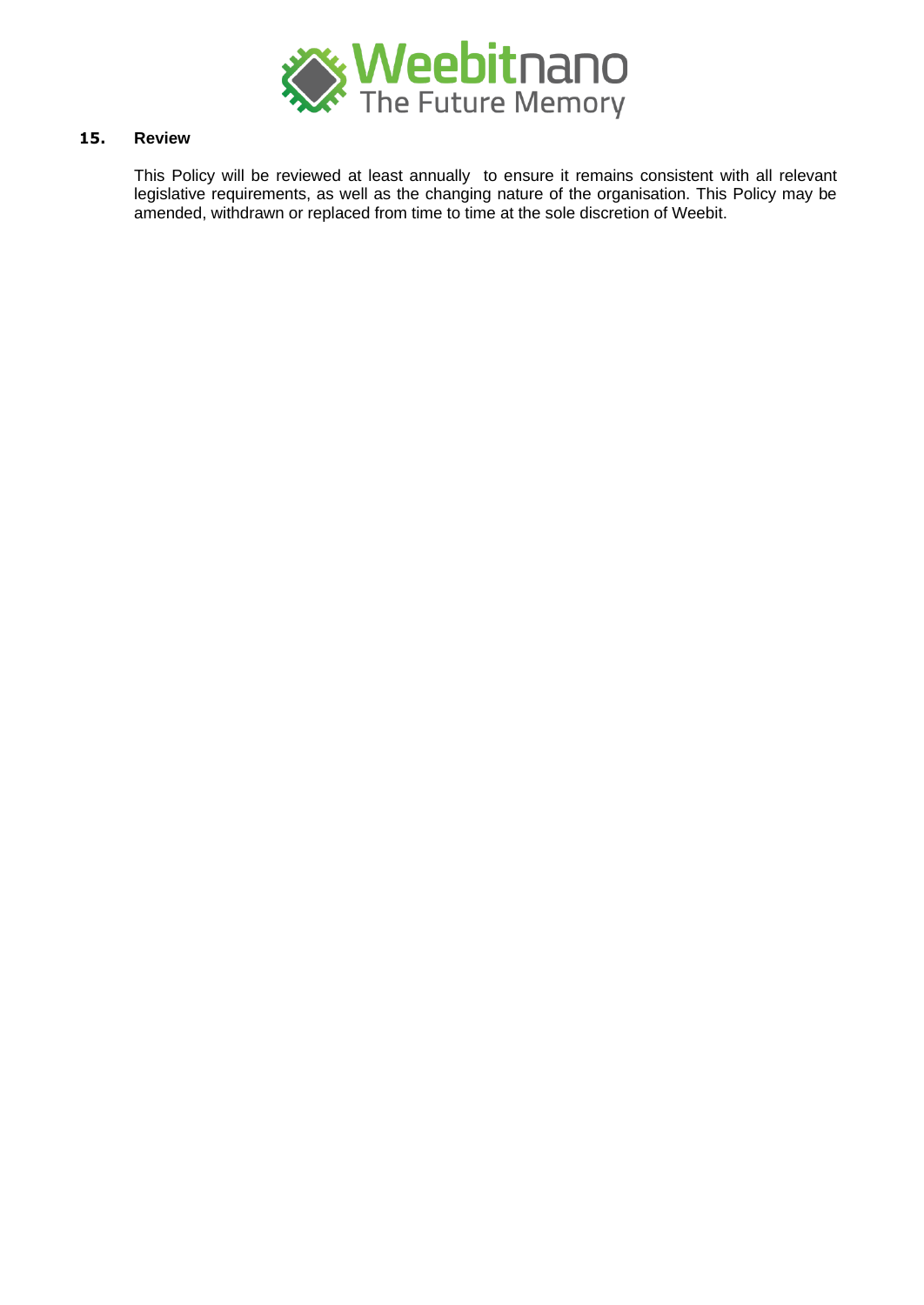## 15. Review

This Policy will be reviewed at least annually to ensure it remains consistent with all relevant legislative requirements, as well as the changing nature of the organisation. This Policy may be amended, withdrawn or replaced from time to time at the sole discretion of Weebit.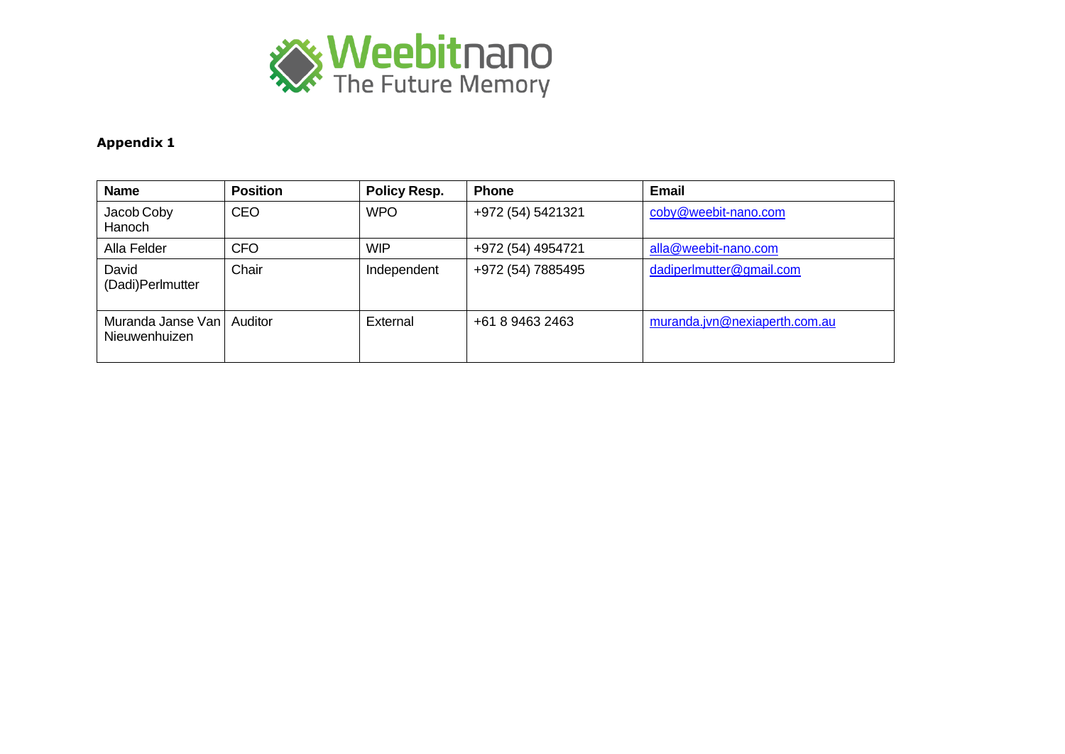**Appendix 1**

| Name | Position | Policy Resp. | Phone | Email |
|---|---|---|---|---|
| Jacob Coby Hanoch | CEO | WPO | +972 (54) 5421321 | coby@weebit-nano.com |
| Alla Felder | CFO | WIP | +972 (54) 4954721 | alla@weebit-nano.com |
| David (Dadi)Perlmutter | Chair | Independent | +972 (54) 7885495 | dadiperlmutter@gmail.com |
| Muranda Janse Van Nieuwenhuizen | Auditor | External | +61 8 9463 2463 | muranda.jvn@nexiaperth.com.au |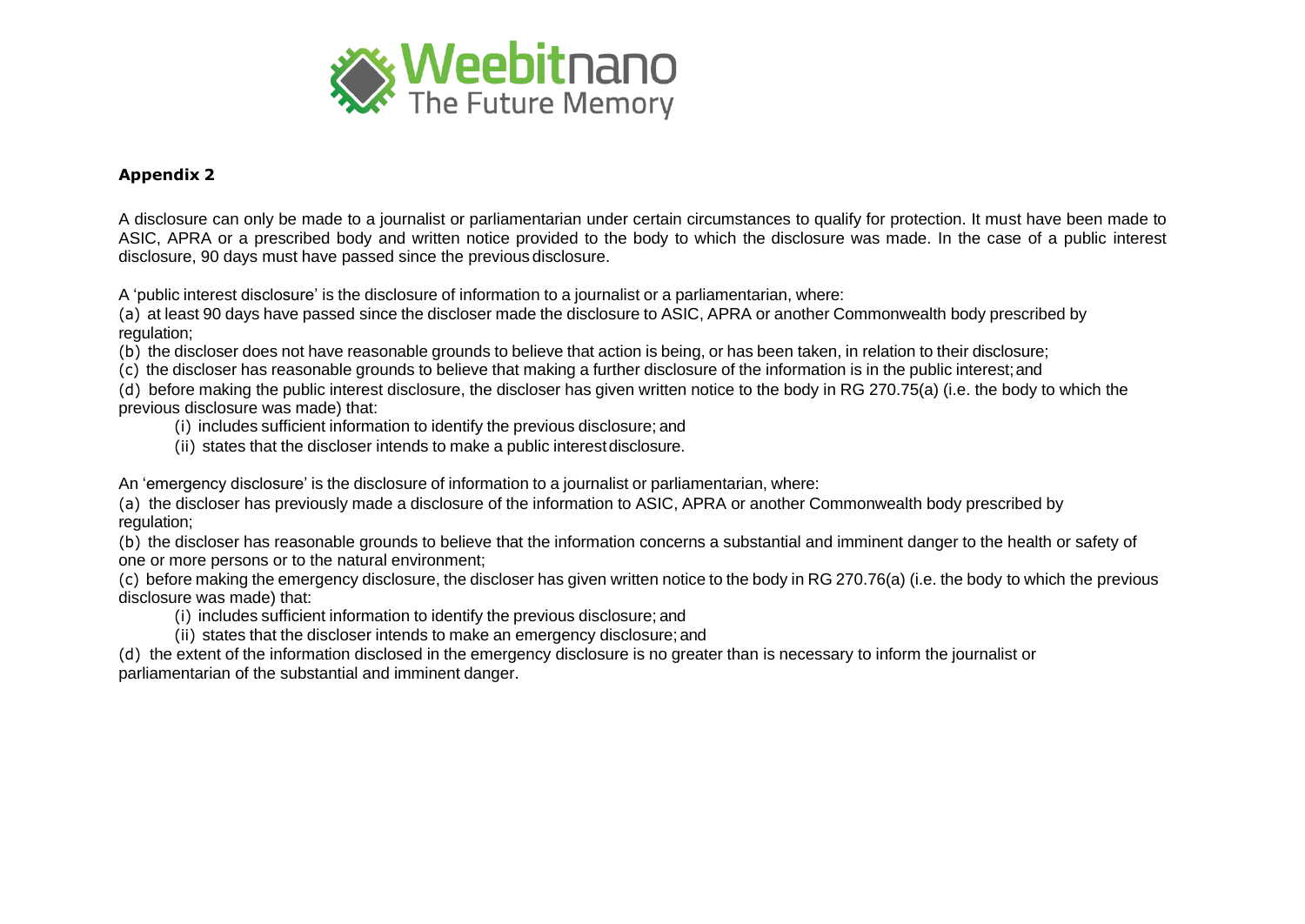**Appendix 2**

A disclosure can only be made to a journalist or parliamentarian under certain circumstances to qualify for protection. It must have been made to ASIC, APRA or a prescribed body and written notice provided to the body to which the disclosure was made. In the case of a public interest disclosure, 90 days must have passed since the previous disclosure.

A 'public interest disclosure' is the disclosure of information to a journalist or a parliamentarian, where:

(a) at least 90 days have passed since the discloser made the disclosure to ASIC, APRA or another Commonwealth body prescribed by regulation;

(b) the discloser does not have reasonable grounds to believe that action is being, or has been taken, in relation to their disclosure;

(c) the discloser has reasonable grounds to believe that making a further disclosure of the information is in the public interest; and

(d) before making the public interest disclosure, the discloser has given written notice to the body in RG 270.75(a) (i.e. the body to which the previous disclosure was made) that:

(i) includes sufficient information to identify the previous disclosure; and

(ii) states that the discloser intends to make a public interest disclosure.

An 'emergency disclosure' is the disclosure of information to a journalist or parliamentarian, where:

(a) the discloser has previously made a disclosure of the information to ASIC, APRA or another Commonwealth body prescribed by regulation;

(b) the discloser has reasonable grounds to believe that the information concerns a substantial and imminent danger to the health or safety of one or more persons or to the natural environment;

(c) before making the emergency disclosure, the discloser has given written notice to the body in RG 270.76(a) (i.e. the body to which the previous disclosure was made) that:

(i) includes sufficient information to identify the previous disclosure; and

(ii) states that the discloser intends to make an emergency disclosure; and

(d) the extent of the information disclosed in the emergency disclosure is no greater than is necessary to inform the journalist or parliamentarian of the substantial and imminent danger.